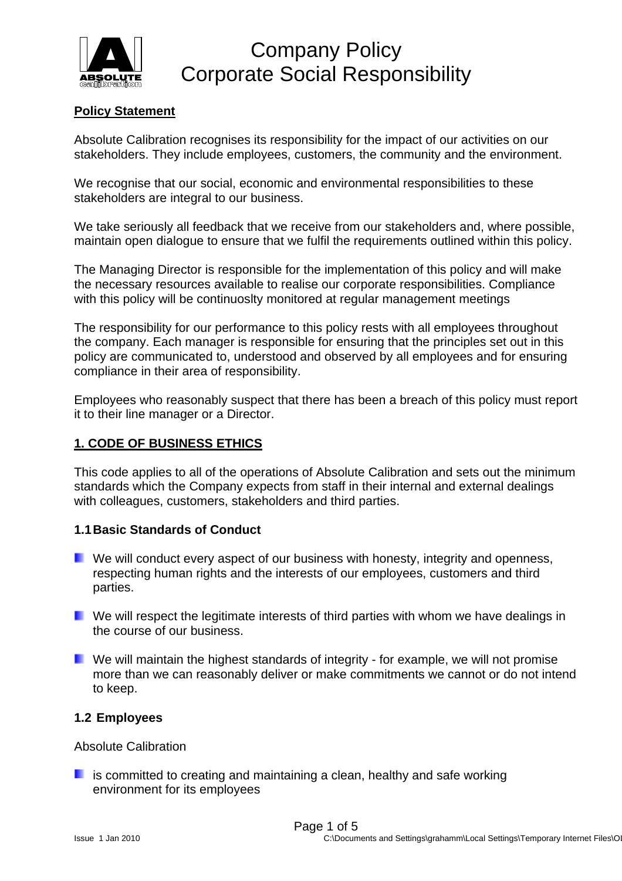# Company Policy
# Corporate Social Responsibility

**Policy Statement**

Absolute Calibration recognises its responsibility for the impact of our activities on our stakeholders. They include employees, customers, the community and the environment.

We recognise that our social, economic and environmental responsibilities to these stakeholders are integral to our business.

We take seriously all feedback that we receive from our stakeholders and, where possible, maintain open dialogue to ensure that we fulfil the requirements outlined within this policy.

The Managing Director is responsible for the implementation of this policy and will make the necessary resources available to realise our corporate responsibilities. Compliance with this policy will be continuoslty monitored at regular management meetings

The responsibility for our performance to this policy rests with all employees throughout the company. Each manager is responsible for ensuring that the principles set out in this policy are communicated to, understood and observed by all employees and for ensuring compliance in their area of responsibility.

Employees who reasonably suspect that there has been a breach of this policy must report it to their line manager or a Director.

## 1. CODE OF BUSINESS ETHICS

This code applies to all of the operations of Absolute Calibration and sets out the minimum standards which the Company expects from staff in their internal and external dealings with colleagues, customers, stakeholders and third parties.

### 1.1 Basic Standards of Conduct

- We will conduct every aspect of our business with honesty, integrity and openness, respecting human rights and the interests of our employees, customers and third parties.
- We will respect the legitimate interests of third parties with whom we have dealings in the course of our business.
- We will maintain the highest standards of integrity - for example, we will not promise more than we can reasonably deliver or make commitments we cannot or do not intend to keep.

### 1.2 Employees

Absolute Calibration

- is committed to creating and maintaining a clean, healthy and safe working environment for its employees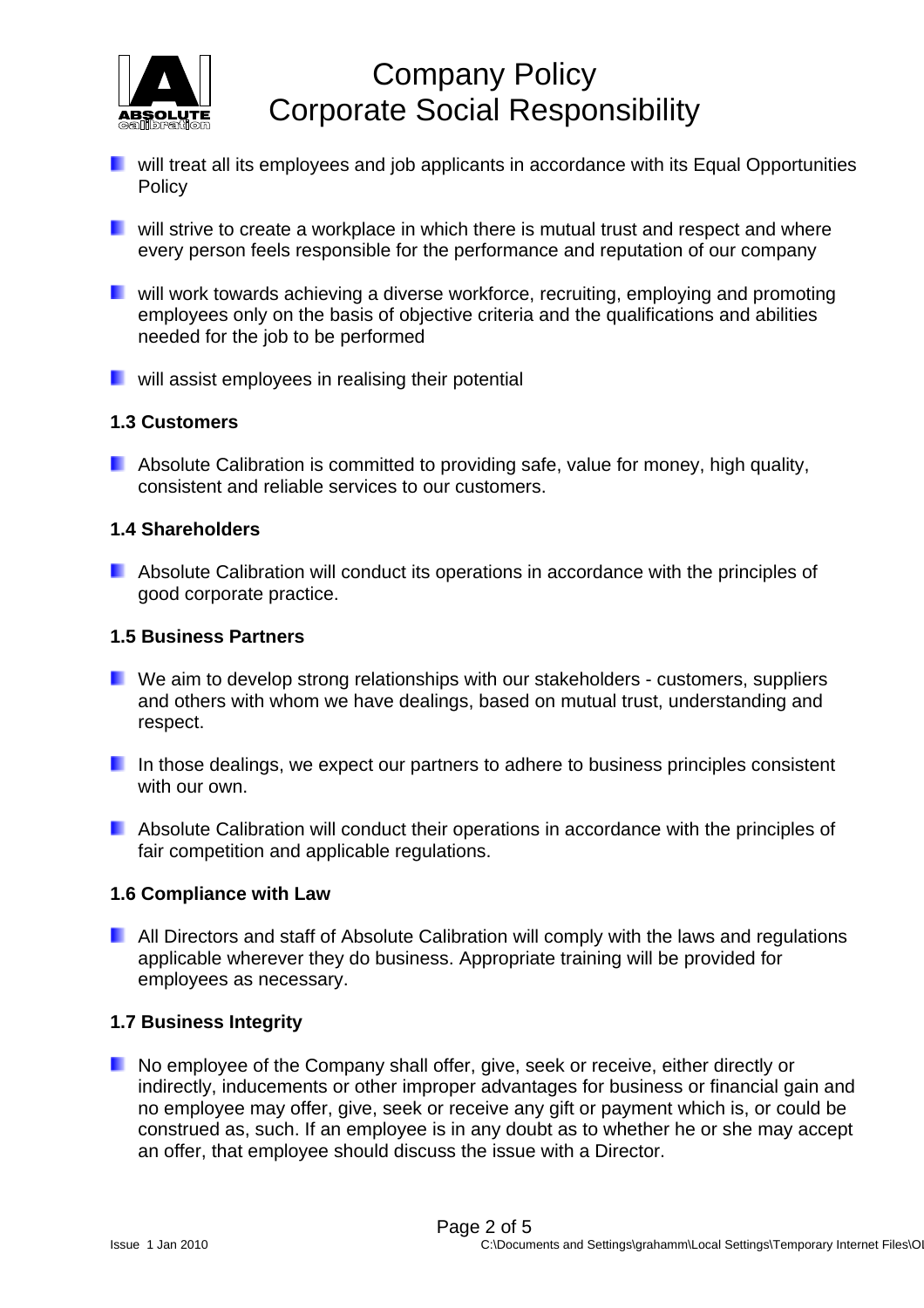- will treat all its employees and job applicants in accordance with its Equal Opportunities Policy
- will strive to create a workplace in which there is mutual trust and respect and where every person feels responsible for the performance and reputation of our company
- will work towards achieving a diverse workforce, recruiting, employing and promoting employees only on the basis of objective criteria and the qualifications and abilities needed for the job to be performed
- will assist employees in realising their potential

### 1.3 Customers

- Absolute Calibration is committed to providing safe, value for money, high quality, consistent and reliable services to our customers.

### 1.4 Shareholders

- Absolute Calibration will conduct its operations in accordance with the principles of good corporate practice.

### 1.5 Business Partners

- We aim to develop strong relationships with our stakeholders - customers, suppliers and others with whom we have dealings, based on mutual trust, understanding and respect.
- In those dealings, we expect our partners to adhere to business principles consistent with our own.
- Absolute Calibration will conduct their operations in accordance with the principles of fair competition and applicable regulations.

### 1.6 Compliance with Law

- All Directors and staff of Absolute Calibration will comply with the laws and regulations applicable wherever they do business. Appropriate training will be provided for employees as necessary.

### 1.7 Business Integrity

- No employee of the Company shall offer, give, seek or receive, either directly or indirectly, inducements or other improper advantages for business or financial gain and no employee may offer, give, seek or receive any gift or payment which is, or could be construed as, such. If an employee is in any doubt as to whether he or she may accept an offer, that employee should discuss the issue with a Director.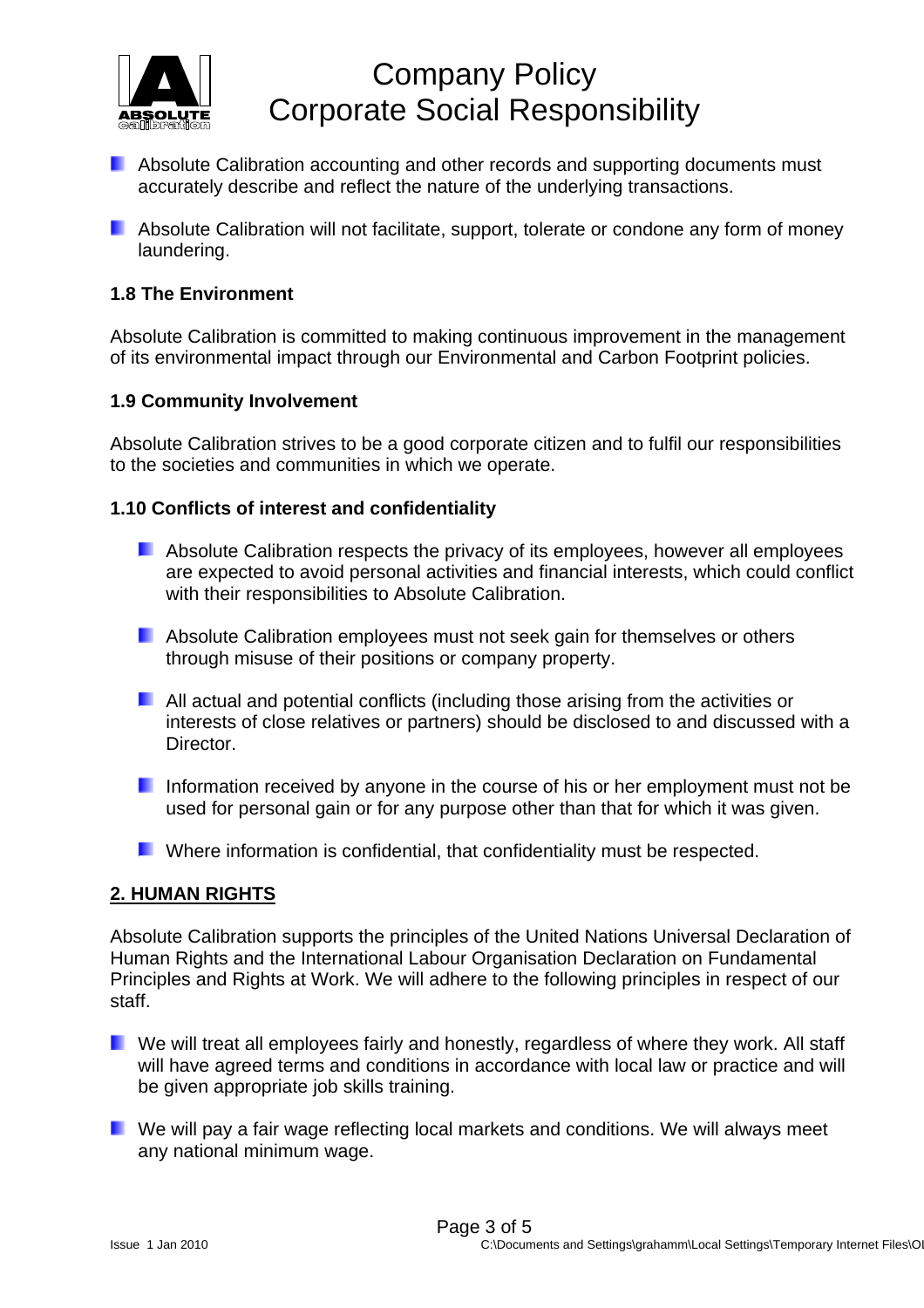- Absolute Calibration accounting and other records and supporting documents must accurately describe and reflect the nature of the underlying transactions.

- Absolute Calibration will not facilitate, support, tolerate or condone any form of money laundering.

### 1.8 The Environment

Absolute Calibration is committed to making continuous improvement in the management of its environmental impact through our Environmental and Carbon Footprint policies.

### 1.9 Community Involvement

Absolute Calibration strives to be a good corporate citizen and to fulfil our responsibilities to the societies and communities in which we operate.

### 1.10 Conflicts of interest and confidentiality

- Absolute Calibration respects the privacy of its employees, however all employees are expected to avoid personal activities and financial interests, which could conflict with their responsibilities to Absolute Calibration.

- Absolute Calibration employees must not seek gain for themselves or others through misuse of their positions or company property.

- All actual and potential conflicts (including those arising from the activities or interests of close relatives or partners) should be disclosed to and discussed with a Director.

- Information received by anyone in the course of his or her employment must not be used for personal gain or for any purpose other than that for which it was given.

- Where information is confidential, that confidentiality must be respected.

## 2. HUMAN RIGHTS

Absolute Calibration supports the principles of the United Nations Universal Declaration of Human Rights and the International Labour Organisation Declaration on Fundamental Principles and Rights at Work. We will adhere to the following principles in respect of our staff.

- We will treat all employees fairly and honestly, regardless of where they work. All staff will have agreed terms and conditions in accordance with local law or practice and will be given appropriate job skills training.

- We will pay a fair wage reflecting local markets and conditions. We will always meet any national minimum wage.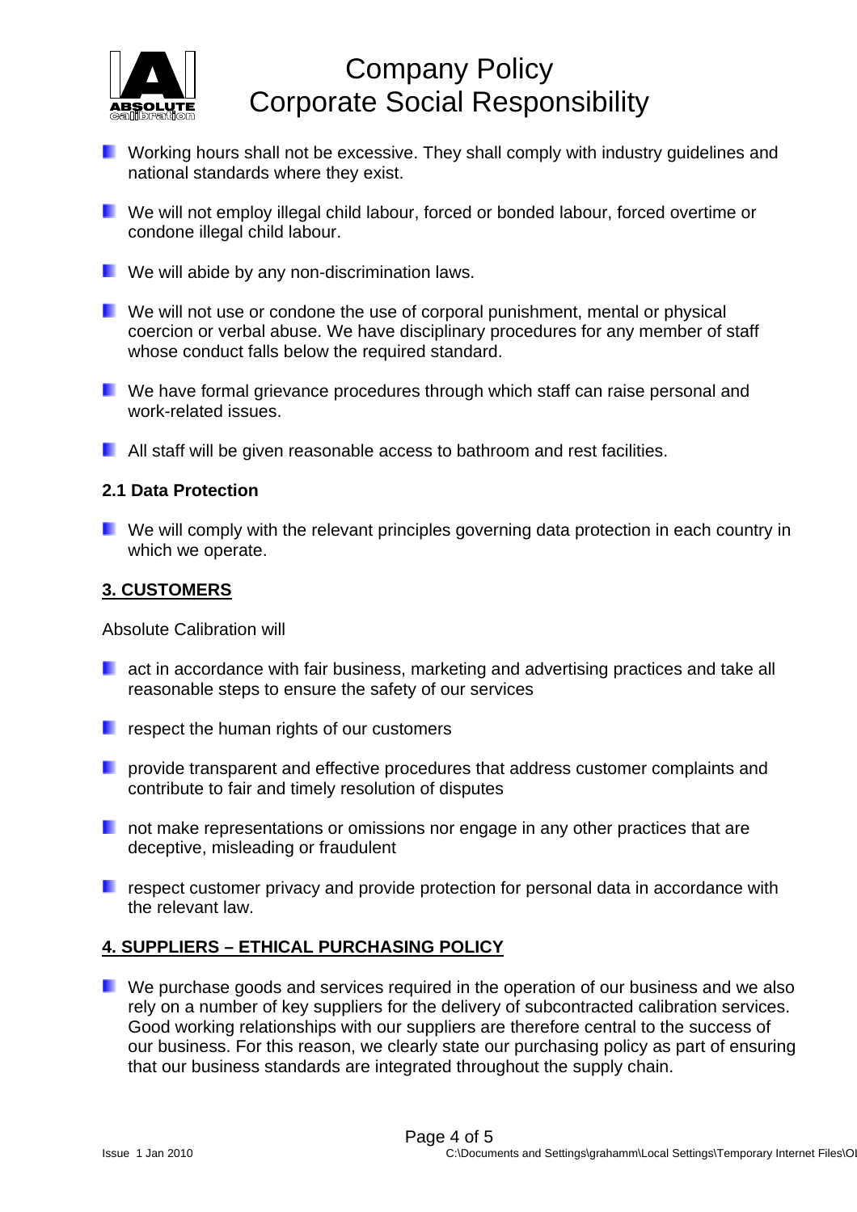- Working hours shall not be excessive. They shall comply with industry guidelines and national standards where they exist.
- We will not employ illegal child labour, forced or bonded labour, forced overtime or condone illegal child labour.
- We will abide by any non-discrimination laws.
- We will not use or condone the use of corporal punishment, mental or physical coercion or verbal abuse. We have disciplinary procedures for any member of staff whose conduct falls below the required standard.
- We have formal grievance procedures through which staff can raise personal and work-related issues.
- All staff will be given reasonable access to bathroom and rest facilities.

### 2.1 Data Protection

- We will comply with the relevant principles governing data protection in each country in which we operate.

## 3. CUSTOMERS

Absolute Calibration will

- act in accordance with fair business, marketing and advertising practices and take all reasonable steps to ensure the safety of our services
- respect the human rights of our customers
- provide transparent and effective procedures that address customer complaints and contribute to fair and timely resolution of disputes
- not make representations or omissions nor engage in any other practices that are deceptive, misleading or fraudulent
- respect customer privacy and provide protection for personal data in accordance with the relevant law.

## 4. SUPPLIERS – ETHICAL PURCHASING POLICY

- We purchase goods and services required in the operation of our business and we also rely on a number of key suppliers for the delivery of subcontracted calibration services. Good working relationships with our suppliers are therefore central to the success of our business. For this reason, we clearly state our purchasing policy as part of ensuring that our business standards are integrated throughout the supply chain.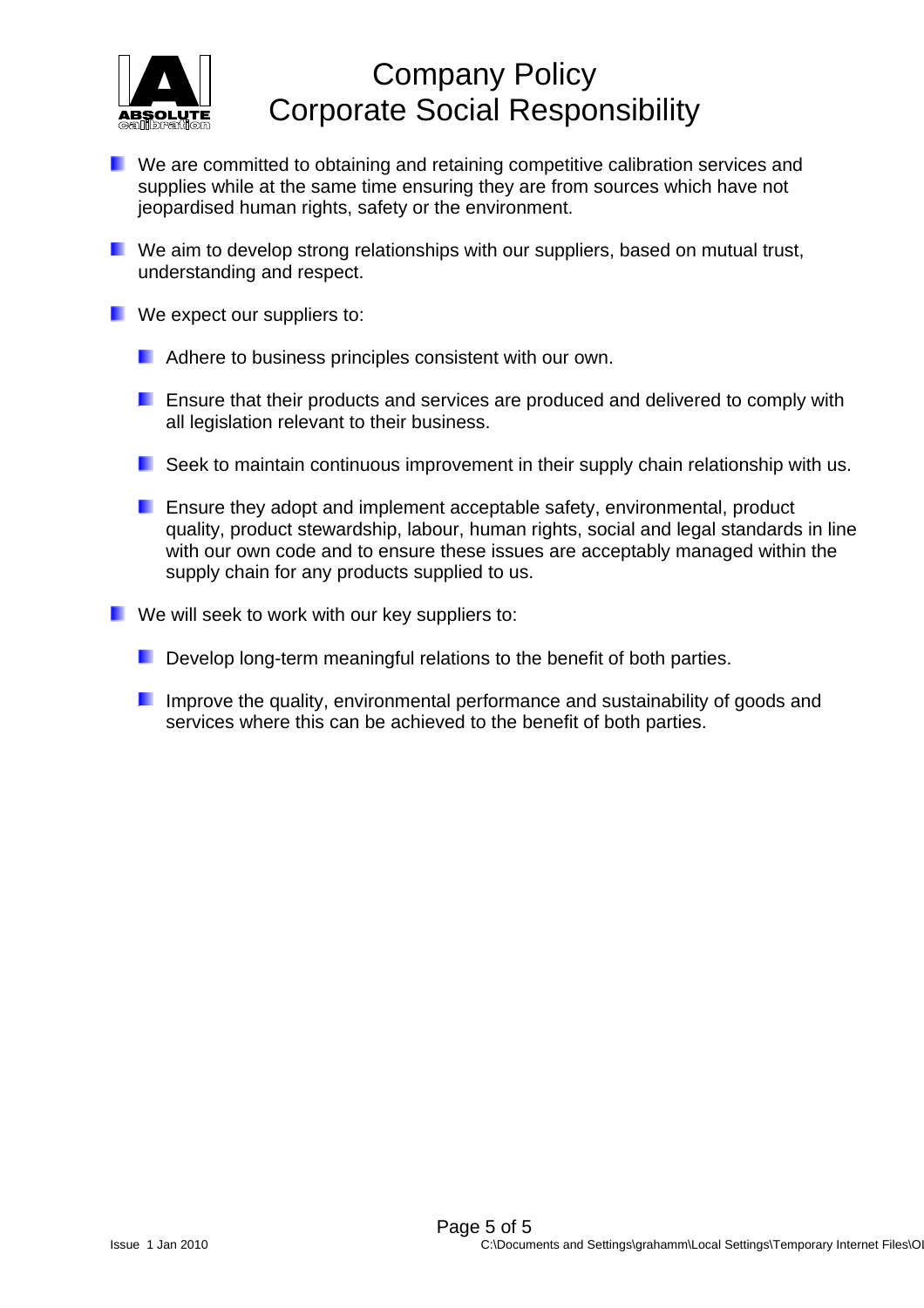# Company Policy
# Corporate Social Responsibility

- We are committed to obtaining and retaining competitive calibration services and supplies while at the same time ensuring they are from sources which have not jeopardised human rights, safety or the environment.

- We aim to develop strong relationships with our suppliers, based on mutual trust, understanding and respect.

- We expect our suppliers to:

  - Adhere to business principles consistent with our own.

  - Ensure that their products and services are produced and delivered to comply with all legislation relevant to their business.

  - Seek to maintain continuous improvement in their supply chain relationship with us.

  - Ensure they adopt and implement acceptable safety, environmental, product quality, product stewardship, labour, human rights, social and legal standards in line with our own code and to ensure these issues are acceptably managed within the supply chain for any products supplied to us.

- We will seek to work with our key suppliers to:

  - Develop long-term meaningful relations to the benefit of both parties.

  - Improve the quality, environmental performance and sustainability of goods and services where this can be achieved to the benefit of both parties.